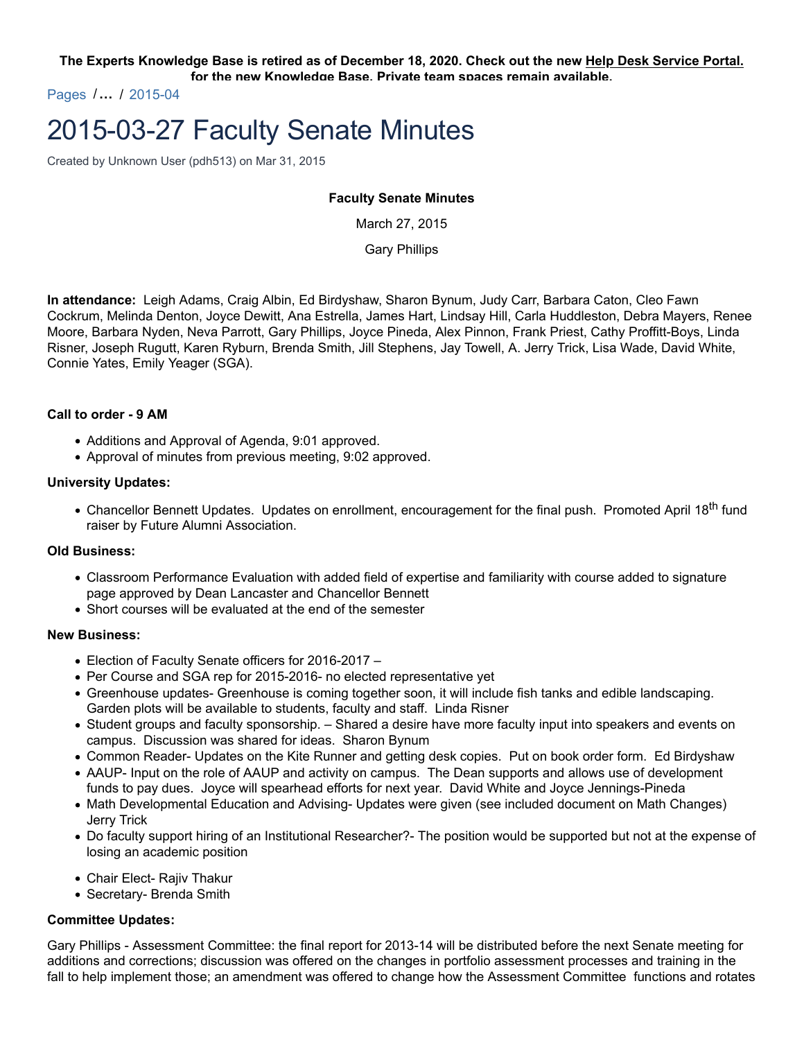**The Experts Knowledge Base is retired as of December 18, 2020. Check out the new Help Desk Service Portal. for the new Knowledge Base. Private team spaces remain available.**

Pages / … / 2015-04

# 2015-03-27 Faculty Senate Minutes

Created by Unknown User (pdh513) on Mar 31, 2015

**Faculty Senate Minutes**

March 27, 2015

Gary Phillips

**In attendance:** Leigh Adams, Craig Albin, Ed Birdyshaw, Sharon Bynum, Judy Carr, Barbara Caton, Cleo Fawn Cockrum, Melinda Denton, Joyce Dewitt, Ana Estrella, James Hart, Lindsay Hill, Carla Huddleston, Debra Mayers, Renee Moore, Barbara Nyden, Neva Parrott, Gary Phillips, Joyce Pineda, Alex Pinnon, Frank Priest, Cathy Proffitt-Boys, Linda Risner, Joseph Rugutt, Karen Ryburn, Brenda Smith, Jill Stephens, Jay Towell, A. Jerry Trick, Lisa Wade, David White, Connie Yates, Emily Yeager (SGA).

**Call to order - 9 AM**

- Additions and Approval of Agenda, 9:01 approved.
- Approval of minutes from previous meeting, 9:02 approved.

**University Updates:**

- Chancellor Bennett Updates. Updates on enrollment, encouragement for the final push. Promoted April 18th fund raiser by Future Alumni Association.

**Old Business:**

- Classroom Performance Evaluation with added field of expertise and familiarity with course added to signature page approved by Dean Lancaster and Chancellor Bennett
- Short courses will be evaluated at the end of the semester

**New Business:**

- Election of Faculty Senate officers for 2016-2017 –
- Per Course and SGA rep for 2015-2016- no elected representative yet
- Greenhouse updates- Greenhouse is coming together soon, it will include fish tanks and edible landscaping. Garden plots will be available to students, faculty and staff. Linda Risner
- Student groups and faculty sponsorship. – Shared a desire have more faculty input into speakers and events on campus. Discussion was shared for ideas. Sharon Bynum
- Common Reader- Updates on the Kite Runner and getting desk copies. Put on book order form. Ed Birdyshaw
- AAUP- Input on the role of AAUP and activity on campus. The Dean supports and allows use of development funds to pay dues. Joyce will spearhead efforts for next year. David White and Joyce Jennings-Pineda
- Math Developmental Education and Advising- Updates were given (see included document on Math Changes) Jerry Trick
- Do faculty support hiring of an Institutional Researcher?- The position would be supported but not at the expense of losing an academic position

- Chair Elect- Rajiv Thakur
- Secretary- Brenda Smith

**Committee Updates:**

Gary Phillips - Assessment Committee: the final report for 2013-14 will be distributed before the next Senate meeting for additions and corrections; discussion was offered on the changes in portfolio assessment processes and training in the fall to help implement those; an amendment was offered to change how the Assessment Committee functions and rotates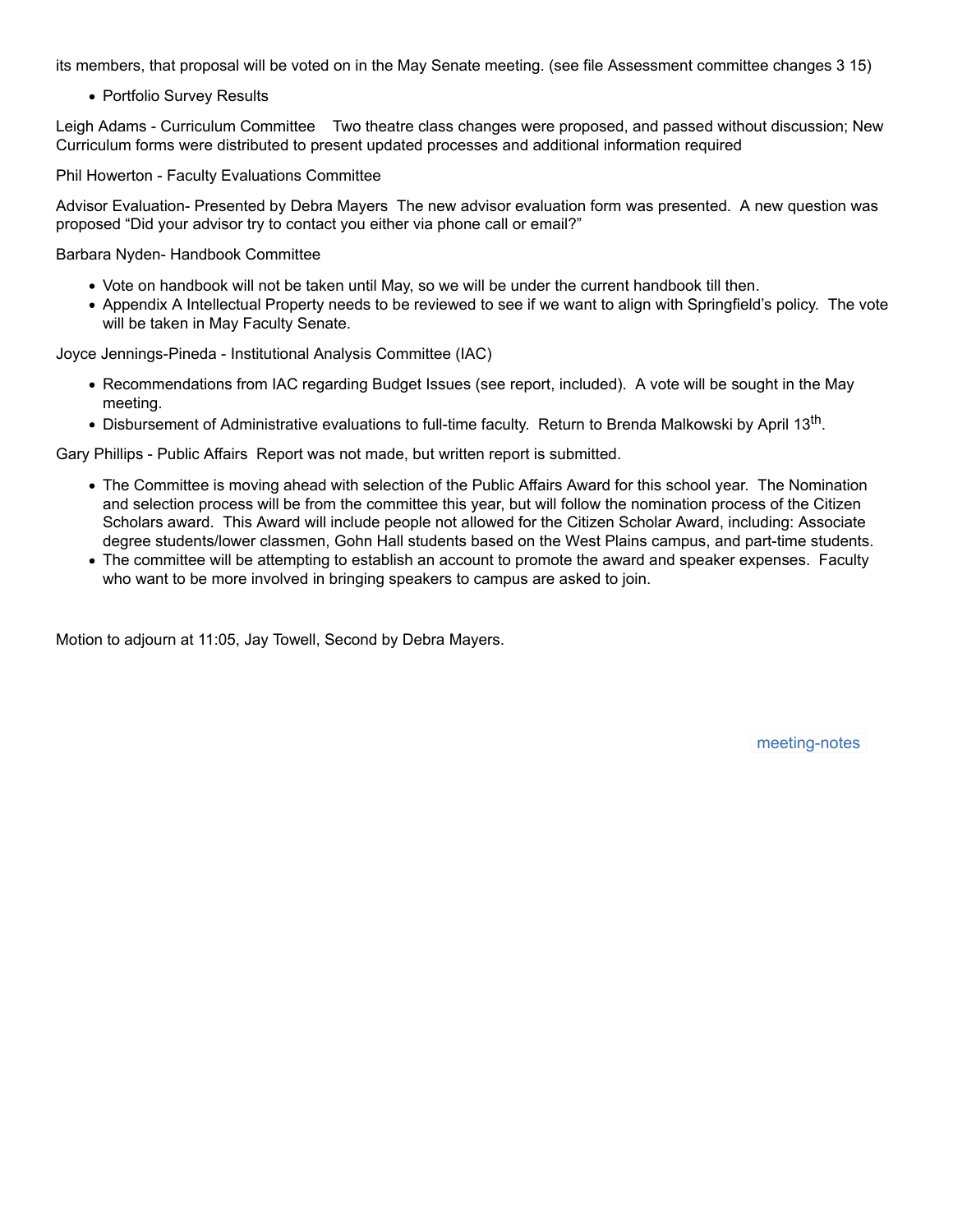its members, that proposal will be voted on in the May Senate meeting. (see file Assessment committee changes 3 15)

- Portfolio Survey Results

Leigh Adams - Curriculum Committee   Two theatre class changes were proposed, and passed without discussion; New Curriculum forms were distributed to present updated processes and additional information required

Phil Howerton - Faculty Evaluations Committee

Advisor Evaluation- Presented by Debra Mayers  The new advisor evaluation form was presented.  A new question was proposed “Did your advisor try to contact you either via phone call or email?”

Barbara Nyden- Handbook Committee

- Vote on handbook will not be taken until May, so we will be under the current handbook till then.
- Appendix A Intellectual Property needs to be reviewed to see if we want to align with Springfield’s policy.  The vote will be taken in May Faculty Senate.

Joyce Jennings-Pineda - Institutional Analysis Committee (IAC)

- Recommendations from IAC regarding Budget Issues (see report, included).  A vote will be sought in the May meeting.
- Disbursement of Administrative evaluations to full-time faculty.  Return to Brenda Malkowski by April 13th.

Gary Phillips - Public Affairs  Report was not made, but written report is submitted.

- The Committee is moving ahead with selection of the Public Affairs Award for this school year.  The Nomination and selection process will be from the committee this year, but will follow the nomination process of the Citizen Scholars award.  This Award will include people not allowed for the Citizen Scholar Award, including: Associate degree students/lower classmen, Gohn Hall students based on the West Plains campus, and part-time students.
- The committee will be attempting to establish an account to promote the award and speaker expenses.  Faculty who want to be more involved in bringing speakers to campus are asked to join.

Motion to adjourn at 11:05, Jay Towell, Second by Debra Mayers.

meeting-notes